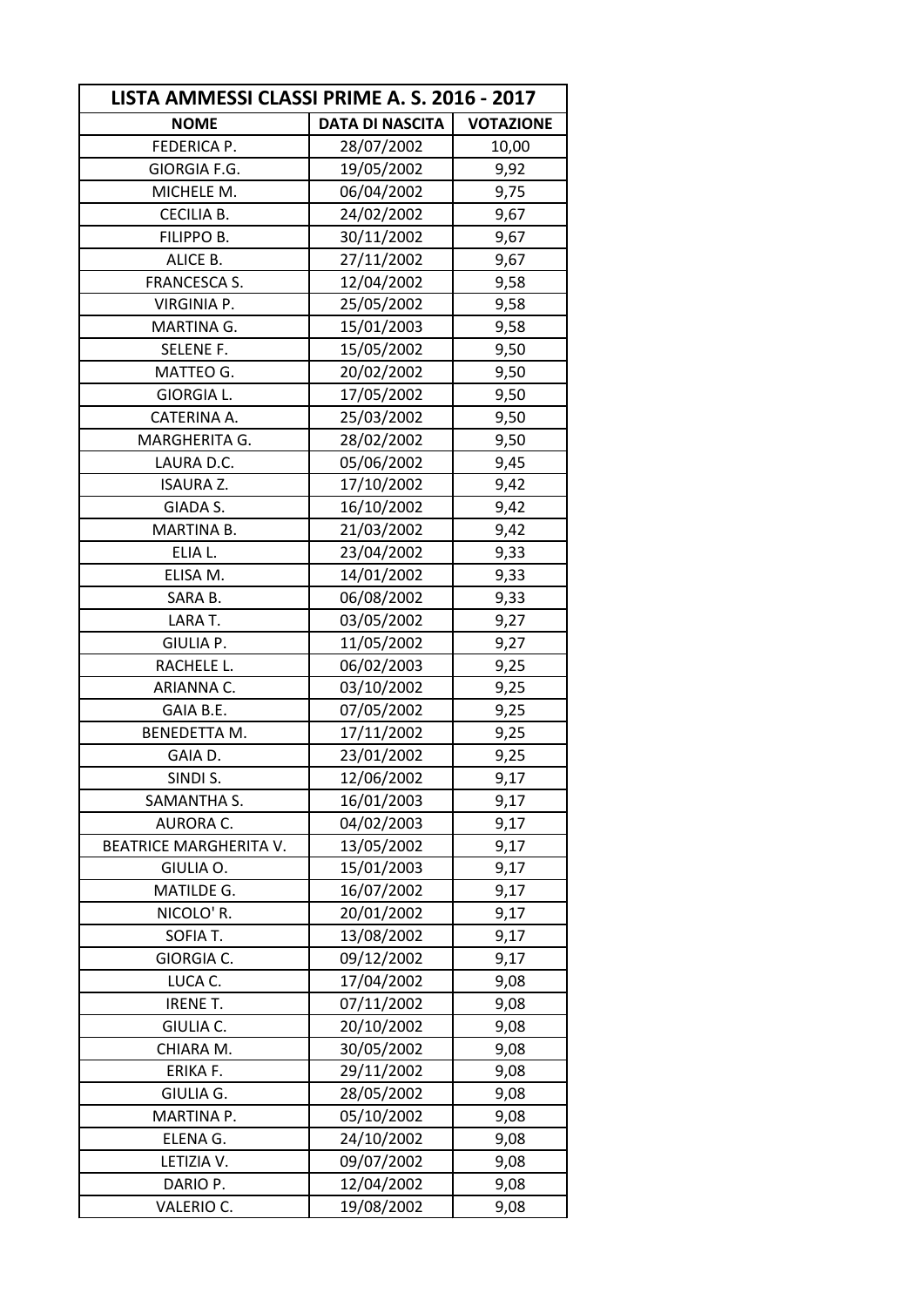| LISTA AMMESSI CLASSI PRIME A. S. 2016 - 2017 | | |
|---|---|---|
| **NOME** | **DATA DI NASCITA** | **VOTAZIONE** |
| FEDERICA P. | 28/07/2002 | 10,00 |
| GIORGIA F.G. | 19/05/2002 | 9,92 |
| MICHELE M. | 06/04/2002 | 9,75 |
| CECILIA B. | 24/02/2002 | 9,67 |
| FILIPPO B. | 30/11/2002 | 9,67 |
| ALICE B. | 27/11/2002 | 9,67 |
| FRANCESCA S. | 12/04/2002 | 9,58 |
| VIRGINIA P. | 25/05/2002 | 9,58 |
| MARTINA G. | 15/01/2003 | 9,58 |
| SELENE F. | 15/05/2002 | 9,50 |
| MATTEO G. | 20/02/2002 | 9,50 |
| GIORGIA L. | 17/05/2002 | 9,50 |
| CATERINA A. | 25/03/2002 | 9,50 |
| MARGHERITA G. | 28/02/2002 | 9,50 |
| LAURA D.C. | 05/06/2002 | 9,45 |
| ISAURA Z. | 17/10/2002 | 9,42 |
| GIADA S. | 16/10/2002 | 9,42 |
| MARTINA B. | 21/03/2002 | 9,42 |
| ELIA L. | 23/04/2002 | 9,33 |
| ELISA M. | 14/01/2002 | 9,33 |
| SARA B. | 06/08/2002 | 9,33 |
| LARA T. | 03/05/2002 | 9,27 |
| GIULIA P. | 11/05/2002 | 9,27 |
| RACHELE L. | 06/02/2003 | 9,25 |
| ARIANNA C. | 03/10/2002 | 9,25 |
| GAIA B.E. | 07/05/2002 | 9,25 |
| BENEDETTA M. | 17/11/2002 | 9,25 |
| GAIA D. | 23/01/2002 | 9,25 |
| SINDI S. | 12/06/2002 | 9,17 |
| SAMANTHA S. | 16/01/2003 | 9,17 |
| AURORA C. | 04/02/2003 | 9,17 |
| BEATRICE MARGHERITA V. | 13/05/2002 | 9,17 |
| GIULIA O. | 15/01/2003 | 9,17 |
| MATILDE G. | 16/07/2002 | 9,17 |
| NICOLO' R. | 20/01/2002 | 9,17 |
| SOFIA T. | 13/08/2002 | 9,17 |
| GIORGIA C. | 09/12/2002 | 9,17 |
| LUCA C. | 17/04/2002 | 9,08 |
| IRENE T. | 07/11/2002 | 9,08 |
| GIULIA C. | 20/10/2002 | 9,08 |
| CHIARA M. | 30/05/2002 | 9,08 |
| ERIKA F. | 29/11/2002 | 9,08 |
| GIULIA G. | 28/05/2002 | 9,08 |
| MARTINA P. | 05/10/2002 | 9,08 |
| ELENA G. | 24/10/2002 | 9,08 |
| LETIZIA V. | 09/07/2002 | 9,08 |
| DARIO P. | 12/04/2002 | 9,08 |
| VALERIO C. | 19/08/2002 | 9,08 |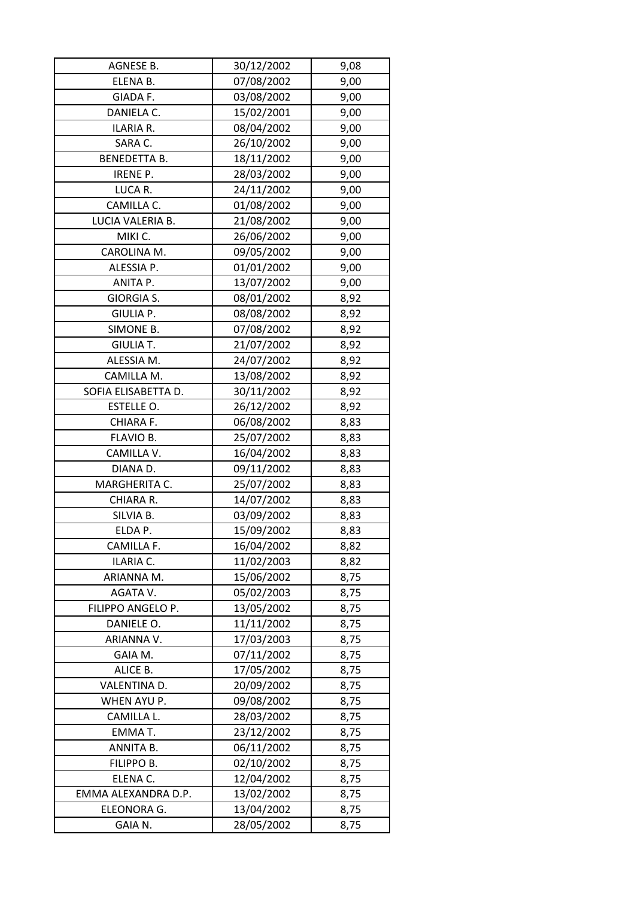| AGNESE B. | 30/12/2002 | 9,08 |
|---|---|---|
| ELENA B. | 07/08/2002 | 9,00 |
| GIADA F. | 03/08/2002 | 9,00 |
| DANIELA C. | 15/02/2001 | 9,00 |
| ILARIA R. | 08/04/2002 | 9,00 |
| SARA C. | 26/10/2002 | 9,00 |
| BENEDETTA B. | 18/11/2002 | 9,00 |
| IRENE P. | 28/03/2002 | 9,00 |
| LUCA R. | 24/11/2002 | 9,00 |
| CAMILLA C. | 01/08/2002 | 9,00 |
| LUCIA VALERIA B. | 21/08/2002 | 9,00 |
| MIKI C. | 26/06/2002 | 9,00 |
| CAROLINA M. | 09/05/2002 | 9,00 |
| ALESSIA P. | 01/01/2002 | 9,00 |
| ANITA P. | 13/07/2002 | 9,00 |
| GIORGIA S. | 08/01/2002 | 8,92 |
| GIULIA P. | 08/08/2002 | 8,92 |
| SIMONE B. | 07/08/2002 | 8,92 |
| GIULIA T. | 21/07/2002 | 8,92 |
| ALESSIA M. | 24/07/2002 | 8,92 |
| CAMILLA M. | 13/08/2002 | 8,92 |
| SOFIA ELISABETTA D. | 30/11/2002 | 8,92 |
| ESTELLE O. | 26/12/2002 | 8,92 |
| CHIARA F. | 06/08/2002 | 8,83 |
| FLAVIO B. | 25/07/2002 | 8,83 |
| CAMILLA V. | 16/04/2002 | 8,83 |
| DIANA D. | 09/11/2002 | 8,83 |
| MARGHERITA C. | 25/07/2002 | 8,83 |
| CHIARA R. | 14/07/2002 | 8,83 |
| SILVIA B. | 03/09/2002 | 8,83 |
| ELDA P. | 15/09/2002 | 8,83 |
| CAMILLA F. | 16/04/2002 | 8,82 |
| ILARIA C. | 11/02/2003 | 8,82 |
| ARIANNA M. | 15/06/2002 | 8,75 |
| AGATA V. | 05/02/2003 | 8,75 |
| FILIPPO ANGELO P. | 13/05/2002 | 8,75 |
| DANIELE O. | 11/11/2002 | 8,75 |
| ARIANNA V. | 17/03/2003 | 8,75 |
| GAIA M. | 07/11/2002 | 8,75 |
| ALICE B. | 17/05/2002 | 8,75 |
| VALENTINA D. | 20/09/2002 | 8,75 |
| WHEN AYU P. | 09/08/2002 | 8,75 |
| CAMILLA L. | 28/03/2002 | 8,75 |
| EMMA T. | 23/12/2002 | 8,75 |
| ANNITA B. | 06/11/2002 | 8,75 |
| FILIPPO B. | 02/10/2002 | 8,75 |
| ELENA C. | 12/04/2002 | 8,75 |
| EMMA ALEXANDRA D.P. | 13/02/2002 | 8,75 |
| ELEONORA G. | 13/04/2002 | 8,75 |
| GAIA N. | 28/05/2002 | 8,75 |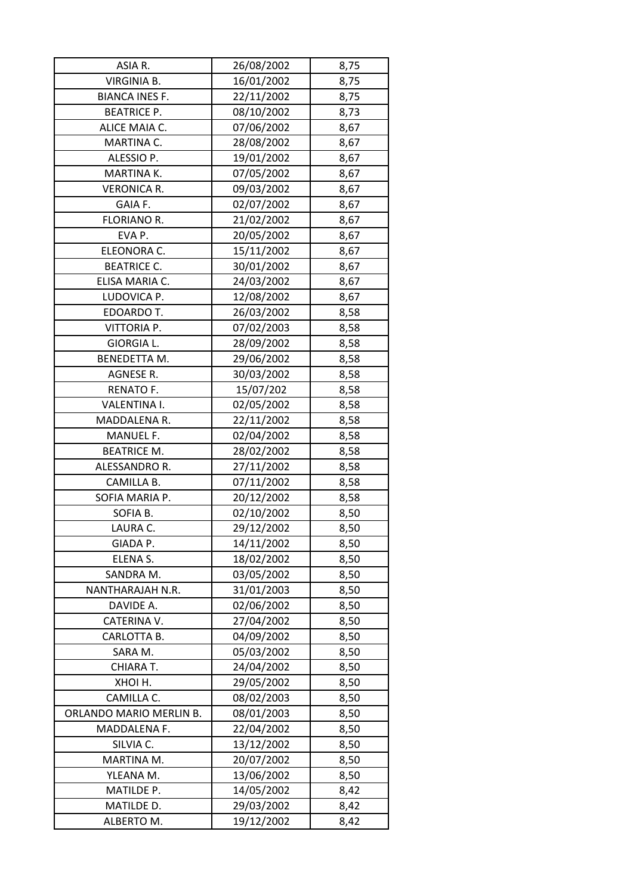| ASIA R. | 26/08/2002 | 8,75 |
|---|---|---|
| VIRGINIA B. | 16/01/2002 | 8,75 |
| BIANCA INES F. | 22/11/2002 | 8,75 |
| BEATRICE P. | 08/10/2002 | 8,73 |
| ALICE MAIA C. | 07/06/2002 | 8,67 |
| MARTINA C. | 28/08/2002 | 8,67 |
| ALESSIO P. | 19/01/2002 | 8,67 |
| MARTINA K. | 07/05/2002 | 8,67 |
| VERONICA R. | 09/03/2002 | 8,67 |
| GAIA F. | 02/07/2002 | 8,67 |
| FLORIANO R. | 21/02/2002 | 8,67 |
| EVA P. | 20/05/2002 | 8,67 |
| ELEONORA C. | 15/11/2002 | 8,67 |
| BEATRICE C. | 30/01/2002 | 8,67 |
| ELISA MARIA C. | 24/03/2002 | 8,67 |
| LUDOVICA P. | 12/08/2002 | 8,67 |
| EDOARDO T. | 26/03/2002 | 8,58 |
| VITTORIA P. | 07/02/2003 | 8,58 |
| GIORGIA L. | 28/09/2002 | 8,58 |
| BENEDETTA M. | 29/06/2002 | 8,58 |
| AGNESE R. | 30/03/2002 | 8,58 |
| RENATO F. | 15/07/202 | 8,58 |
| VALENTINA I. | 02/05/2002 | 8,58 |
| MADDALENA R. | 22/11/2002 | 8,58 |
| MANUEL F. | 02/04/2002 | 8,58 |
| BEATRICE M. | 28/02/2002 | 8,58 |
| ALESSANDRO R. | 27/11/2002 | 8,58 |
| CAMILLA B. | 07/11/2002 | 8,58 |
| SOFIA MARIA P. | 20/12/2002 | 8,58 |
| SOFIA B. | 02/10/2002 | 8,50 |
| LAURA C. | 29/12/2002 | 8,50 |
| GIADA P. | 14/11/2002 | 8,50 |
| ELENA S. | 18/02/2002 | 8,50 |
| SANDRA M. | 03/05/2002 | 8,50 |
| NANTHARAJAH N.R. | 31/01/2003 | 8,50 |
| DAVIDE A. | 02/06/2002 | 8,50 |
| CATERINA V. | 27/04/2002 | 8,50 |
| CARLOTTA B. | 04/09/2002 | 8,50 |
| SARA M. | 05/03/2002 | 8,50 |
| CHIARA T. | 24/04/2002 | 8,50 |
| XHOI H. | 29/05/2002 | 8,50 |
| CAMILLA C. | 08/02/2003 | 8,50 |
| ORLANDO MARIO MERLIN B. | 08/01/2003 | 8,50 |
| MADDALENA F. | 22/04/2002 | 8,50 |
| SILVIA C. | 13/12/2002 | 8,50 |
| MARTINA M. | 20/07/2002 | 8,50 |
| YLEANA M. | 13/06/2002 | 8,50 |
| MATILDE P. | 14/05/2002 | 8,42 |
| MATILDE D. | 29/03/2002 | 8,42 |
| ALBERTO M. | 19/12/2002 | 8,42 |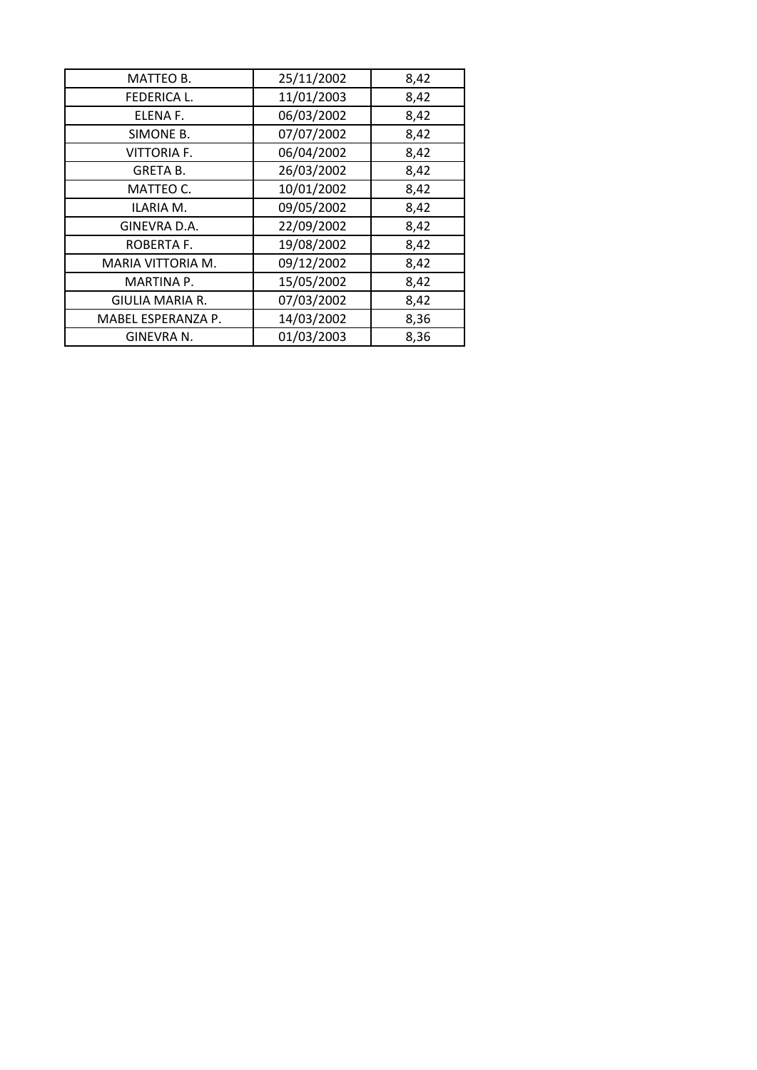| | | |
|---|---|---|
| MATTEO B. | 25/11/2002 | 8,42 |
| FEDERICA L. | 11/01/2003 | 8,42 |
| ELENA F. | 06/03/2002 | 8,42 |
| SIMONE B. | 07/07/2002 | 8,42 |
| VITTORIA F. | 06/04/2002 | 8,42 |
| GRETA B. | 26/03/2002 | 8,42 |
| MATTEO C. | 10/01/2002 | 8,42 |
| ILARIA M. | 09/05/2002 | 8,42 |
| GINEVRA D.A. | 22/09/2002 | 8,42 |
| ROBERTA F. | 19/08/2002 | 8,42 |
| MARIA VITTORIA M. | 09/12/2002 | 8,42 |
| MARTINA P. | 15/05/2002 | 8,42 |
| GIULIA MARIA R. | 07/03/2002 | 8,42 |
| MABEL ESPERANZA P. | 14/03/2002 | 8,36 |
| GINEVRA N. | 01/03/2003 | 8,36 |